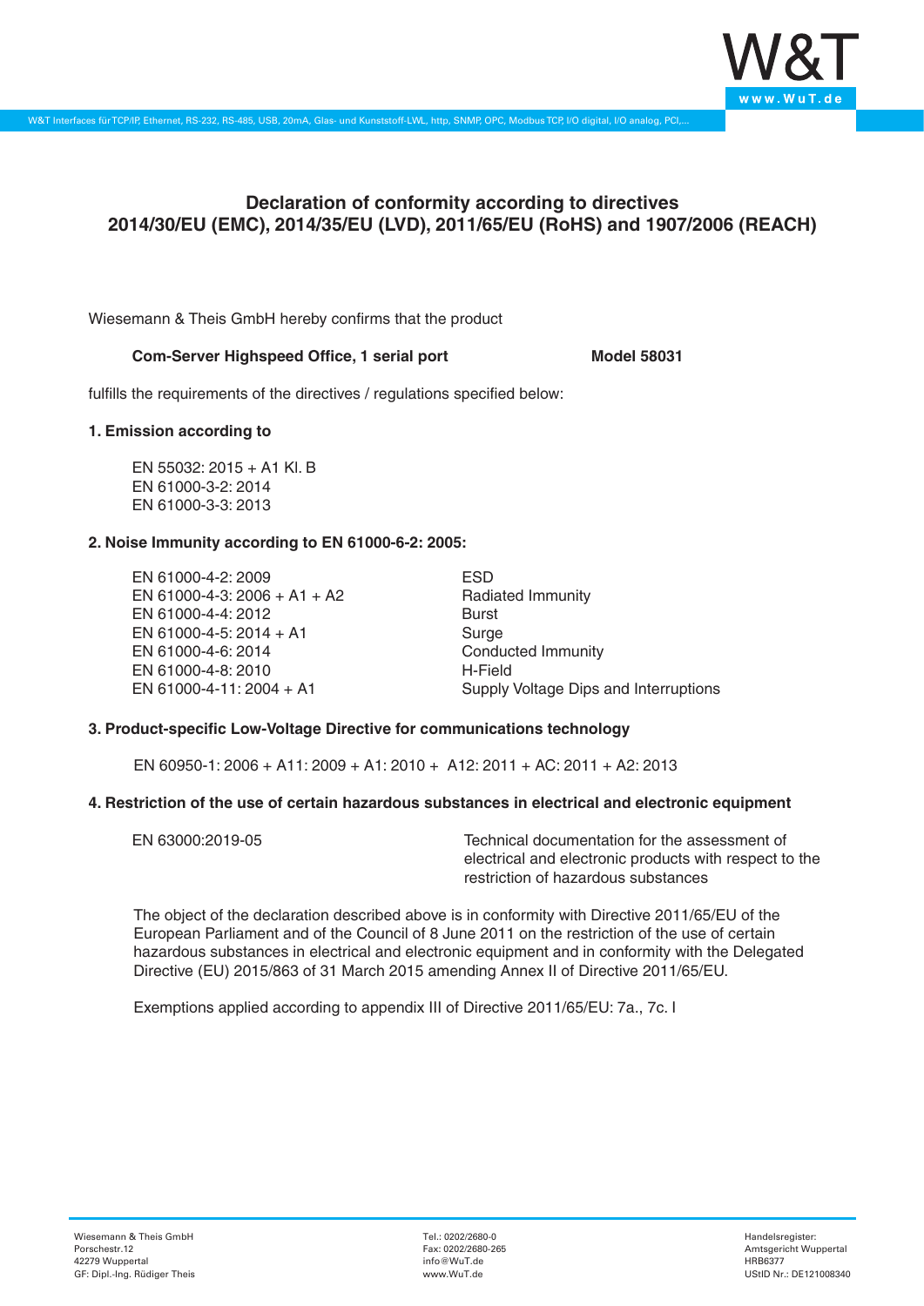# Declaration of conformity according to directives 2014/30/EU (EMC), 2014/35/EU (LVD), 2011/65/EU (RoHS) and 1907/2006 (REACH)

Wiesemann & Theis GmbH hereby confirms that the product

**Com-Server Highspeed Office, 1 serial port** **Model 58031**

fulfills the requirements of the directives / regulations specified below:

**1. Emission according to**

EN 55032: 2015 + A1 Kl. B
EN 61000-3-2: 2014
EN 61000-3-3: 2013

**2. Noise Immunity according to EN 61000-6-2: 2005:**

| | |
|---|---|
| EN 61000-4-2: 2009 | ESD |
| EN 61000-4-3: 2006 + A1 + A2 | Radiated Immunity |
| EN 61000-4-4: 2012 | Burst |
| EN 61000-4-5: 2014 + A1 | Surge |
| EN 61000-4-6: 2014 | Conducted Immunity |
| EN 61000-4-8: 2010 | H-Field |
| EN 61000-4-11: 2004 + A1 | Supply Voltage Dips and Interruptions |

**3. Product-specific Low-Voltage Directive for communications technology**

EN 60950-1: 2006 + A11: 2009 + A1: 2010 + A12: 2011 + AC: 2011 + A2: 2013

**4. Restriction of the use of certain hazardous substances in electrical and electronic equipment**

| | |
|---|---|
| EN 63000:2019-05 | Technical documentation for the assessment of electrical and electronic products with respect to the restriction of hazardous substances |

The object of the declaration described above is in conformity with Directive 2011/65/EU of the European Parliament and of the Council of 8 June 2011 on the restriction of the use of certain hazardous substances in electrical and electronic equipment and in conformity with the Delegated Directive (EU) 2015/863 of 31 March 2015 amending Annex II of Directive 2011/65/EU.

Exemptions applied according to appendix III of Directive 2011/65/EU: 7a., 7c. I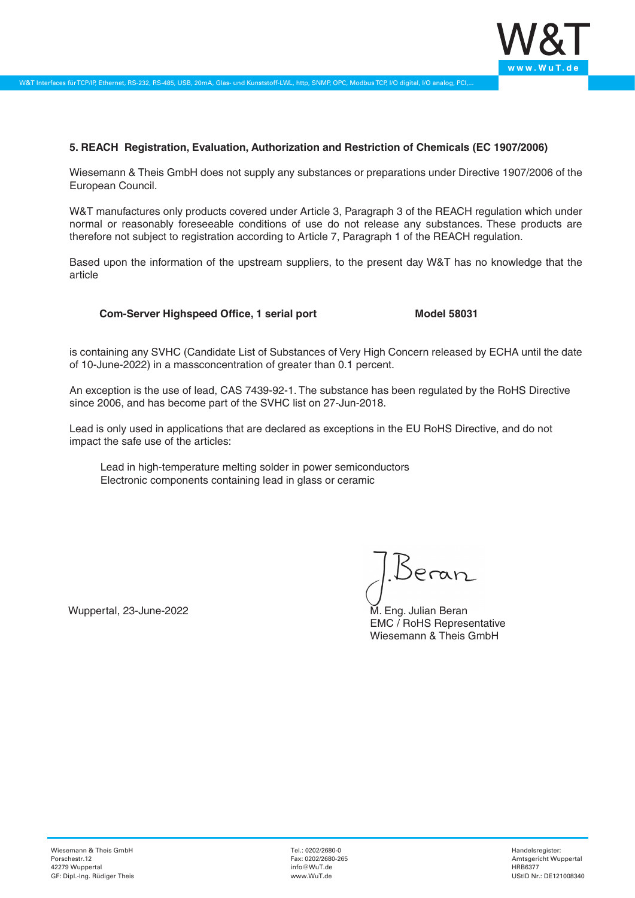### 5. REACH Registration, Evaluation, Authorization and Restriction of Chemicals (EC 1907/2006)

Wiesemann & Theis GmbH does not supply any substances or preparations under Directive 1907/2006 of the European Council.

W&T manufactures only products covered under Article 3, Paragraph 3 of the REACH regulation which under normal or reasonably foreseeable conditions of use do not release any substances. These products are therefore not subject to registration according to Article 7, Paragraph 1 of the REACH regulation.

Based upon the information of the upstream suppliers, to the present day W&T has no knowledge that the article

**Com-Server Highspeed Office, 1 serial port** **Model 58031**

is containing any SVHC (Candidate List of Substances of Very High Concern released by ECHA until the date of 10-June-2022) in a massconcentration of greater than 0.1 percent.

An exception is the use of lead, CAS 7439-92-1. The substance has been regulated by the RoHS Directive since 2006, and has become part of the SVHC list on 27-Jun-2018.

Lead is only used in applications that are declared as exceptions in the EU RoHS Directive, and do not impact the safe use of the articles:

Lead in high-temperature melting solder in power semiconductors
Electronic components containing lead in glass or ceramic

Wuppertal, 23-June-2022

J. Beran

M. Eng. Julian Beran
EMC / RoHS Representative
Wiesemann & Theis GmbH